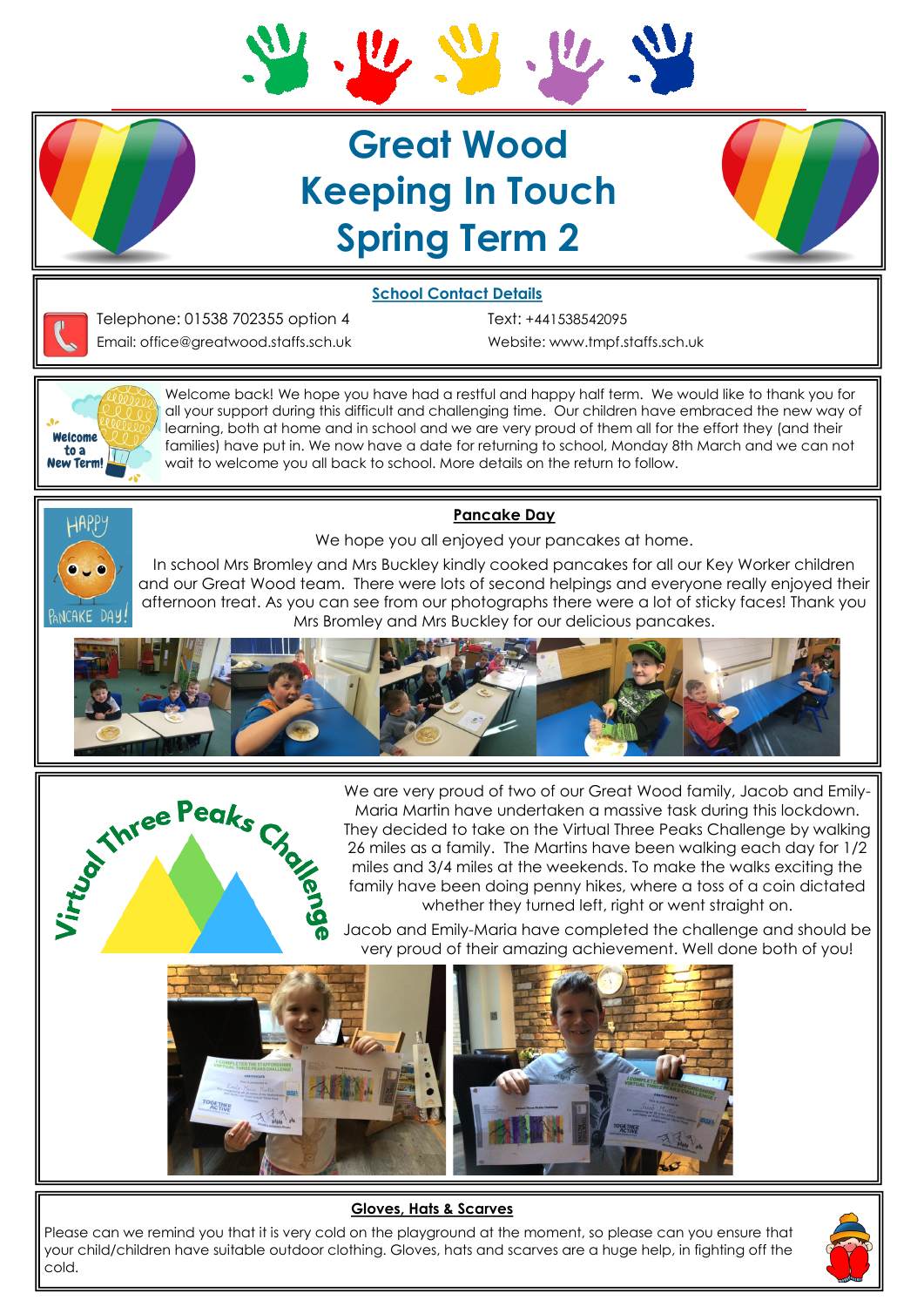# Great Wood Keeping In Touch Spring Term 2

## School Contact Details

Telephone: 01538 702355 option 4

Text: +441538542095

Email: office@greatwood.staffs.sch.uk

Website: www.tmpf.staffs.sch.uk

Welcome back! We hope you have had a restful and happy half term. We would like to thank you for all your support during this difficult and challenging time. Our children have embraced the new way of learning, both at home and in school and we are very proud of them all for the effort they (and their families) have put in. We now have a date for returning to school, Monday 8th March and we can not wait to welcome you all back to school. More details on the return to follow.

## Pancake Day

We hope you all enjoyed your pancakes at home.

In school Mrs Bromley and Mrs Buckley kindly cooked pancakes for all our Key Worker children and our Great Wood team. There were lots of second helpings and everyone really enjoyed their afternoon treat. As you can see from our photographs there were a lot of sticky faces! Thank you Mrs Bromley and Mrs Buckley for our delicious pancakes.

## Virtual Three Peaks Challenge

We are very proud of two of our Great Wood family, Jacob and Emily-Maria Martin have undertaken a massive task during this lockdown. They decided to take on the Virtual Three Peaks Challenge by walking 26 miles as a family. The Martins have been walking each day for 1/2 miles and 3/4 miles at the weekends. To make the walks exciting the family have been doing penny hikes, where a toss of a coin dictated whether they turned left, right or went straight on.

Jacob and Emily-Maria have completed the challenge and should be very proud of their amazing achievement. Well done both of you!

## Gloves, Hats & Scarves

Please can we remind you that it is very cold on the playground at the moment, so please can you ensure that your child/children have suitable outdoor clothing. Gloves, hats and scarves are a huge help, in fighting off the cold.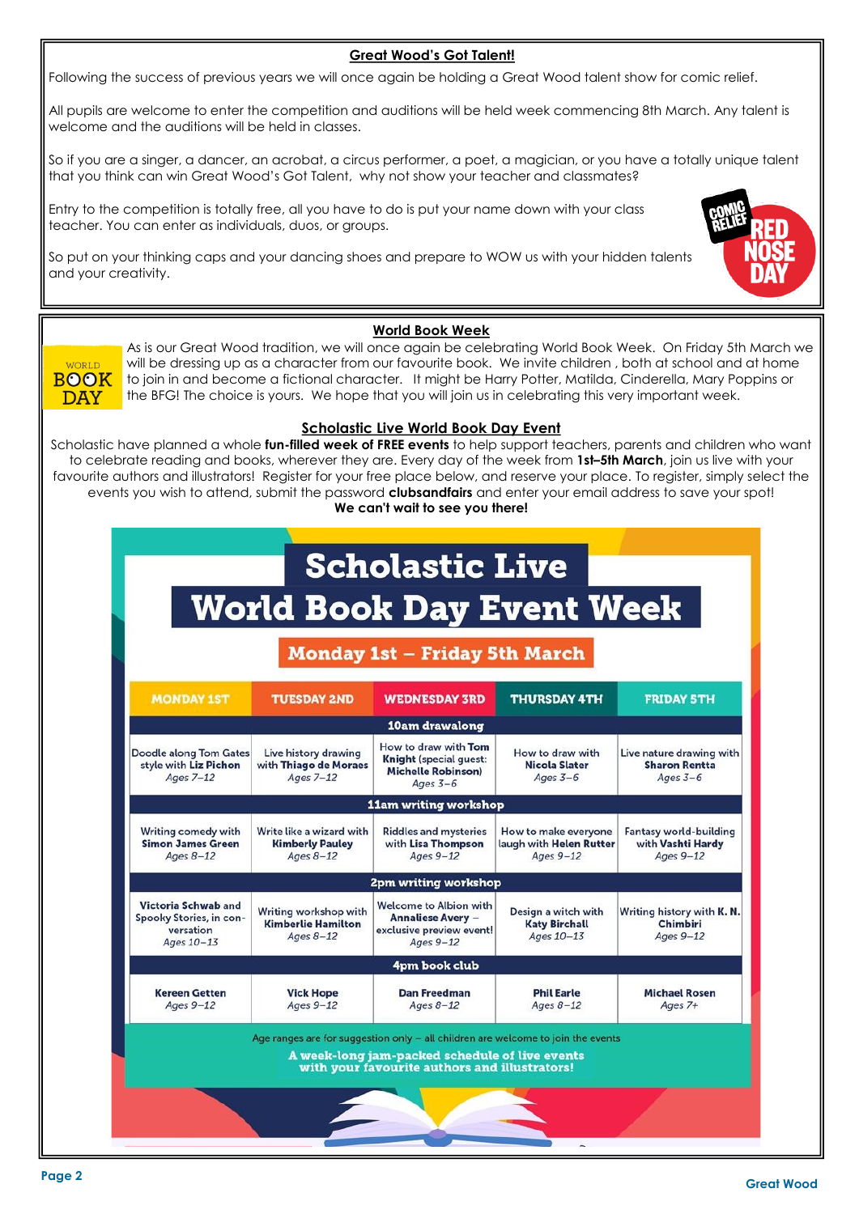## Great Wood's Got Talent!

Following the success of previous years we will once again be holding a Great Wood talent show for comic relief.

All pupils are welcome to enter the competition and auditions will be held week commencing 8th March. Any talent is welcome and the auditions will be held in classes.

So if you are a singer, a dancer, an acrobat, a circus performer, a poet, a magician, or you have a totally unique talent that you think can win Great Wood's Got Talent, why not show your teacher and classmates?

Entry to the competition is totally free, all you have to do is put your name down with your class teacher. You can enter as individuals, duos, or groups.

So put on your thinking caps and your dancing shoes and prepare to WOW us with your hidden talents and your creativity.

COMIC RELIEF RED NOSE DAY

## World Book Week

WORLD BOOK DAY

As is our Great Wood tradition, we will once again be celebrating World Book Week. On Friday 5th March we will be dressing up as a character from our favourite book. We invite children , both at school and at home to join in and become a fictional character. It might be Harry Potter, Matilda, Cinderella, Mary Poppins or the BFG! The choice is yours. We hope that you will join us in celebrating this very important week.

## Scholastic Live World Book Day Event

Scholastic have planned a whole **fun-filled week of FREE events** to help support teachers, parents and children who want to celebrate reading and books, wherever they are. Every day of the week from **1st–5th March**, join us live with your favourite authors and illustrators! Register for your free place below, and reserve your place. To register, simply select the events you wish to attend, submit the password **clubsandfairs** and enter your email address to save your spot!

**We can't wait to see you there!**

# Scholastic Live World Book Day Event Week

## Monday 1st – Friday 5th March

| MONDAY 1ST | TUESDAY 2ND | WEDNESDAY 3RD | THURSDAY 4TH | FRIDAY 5TH |
|---|---|---|---|---|
| **10am drawalong** | | | | |
| Doodle along Tom Gates style with **Liz Pichon** *Ages 7–12* | Live history drawing with **Thiago de Moraes** *Ages 7–12* | How to draw with **Tom Knight** (special guest: **Michelle Robinson**) *Ages 3–6* | How to draw with **Nicola Slater** *Ages 3–6* | Live nature drawing with **Sharon Rentta** *Ages 3–6* |
| **11am writing workshop** | | | | |
| Writing comedy with **Simon James Green** *Ages 8–12* | Write like a wizard with **Kimberly Pauley** *Ages 8–12* | Riddles and mysteries with **Lisa Thompson** *Ages 9–12* | How to make everyone laugh with **Helen Rutter** *Ages 9–12* | Fantasy world-building with **Vashti Hardy** *Ages 9–12* |
| **2pm writing workshop** | | | | |
| **Victoria Schwab** and **Spooky Stories**, in conversation *Ages 10–13* | Writing workshop with **Kimberlie Hamilton** *Ages 8–12* | Welcome to Albion with **Annaliese Avery** – exclusive preview event! *Ages 9–12* | Design a witch with **Katy Birchall** *Ages 10–13* | Writing history with **K. N. Chimbiri** *Ages 9–12* |
| **4pm book club** | | | | |
| **Kereen Getten** *Ages 9–12* | **Vick Hope** *Ages 9–12* | **Dan Freedman** *Ages 8–12* | **Phil Earle** *Ages 8–12* | **Michael Rosen** *Ages 7+* |

Age ranges are for suggestion only – all children are welcome to join the events

**A week-long jam-packed schedule of live events with your favourite authors and illustrators!**